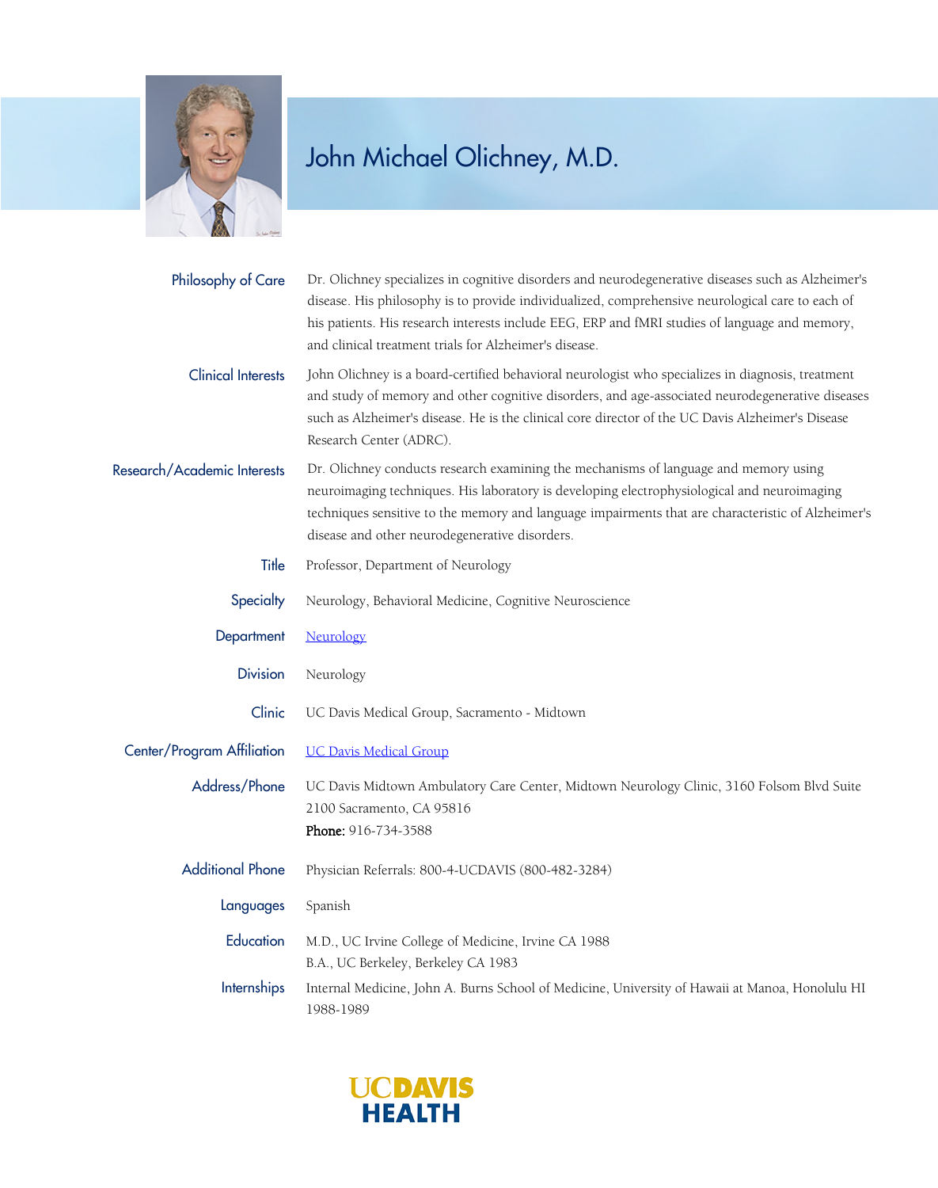# John Michael Olichney, M.D.

**Philosophy of Care**
Dr. Olichney specializes in cognitive disorders and neurodegenerative diseases such as Alzheimer's disease. His philosophy is to provide individualized, comprehensive neurological care to each of his patients. His research interests include EEG, ERP and fMRI studies of language and memory, and clinical treatment trials for Alzheimer's disease.

**Clinical Interests**
John Olichney is a board-certified behavioral neurologist who specializes in diagnosis, treatment and study of memory and other cognitive disorders, and age-associated neurodegenerative diseases such as Alzheimer's disease. He is the clinical core director of the UC Davis Alzheimer's Disease Research Center (ADRC).

**Research/Academic Interests**
Dr. Olichney conducts research examining the mechanisms of language and memory using neuroimaging techniques. His laboratory is developing electrophysiological and neuroimaging techniques sensitive to the memory and language impairments that are characteristic of Alzheimer's disease and other neurodegenerative disorders.

**Title**
Professor, Department of Neurology

**Specialty**
Neurology, Behavioral Medicine, Cognitive Neuroscience

**Department**
Neurology

**Division**
Neurology

**Clinic**
UC Davis Medical Group, Sacramento - Midtown

**Center/Program Affiliation**
UC Davis Medical Group

**Address/Phone**
UC Davis Midtown Ambulatory Care Center, Midtown Neurology Clinic, 3160 Folsom Blvd Suite 2100 Sacramento, CA 95816
**Phone:** 916-734-3588

**Additional Phone**
Physician Referrals: 800-4-UCDAVIS (800-482-3284)

**Languages**
Spanish

**Education**
M.D., UC Irvine College of Medicine, Irvine CA 1988
B.A., UC Berkeley, Berkeley CA 1983

**Internships**
Internal Medicine, John A. Burns School of Medicine, University of Hawaii at Manoa, Honolulu HI 1988-1989

UC DAVIS HEALTH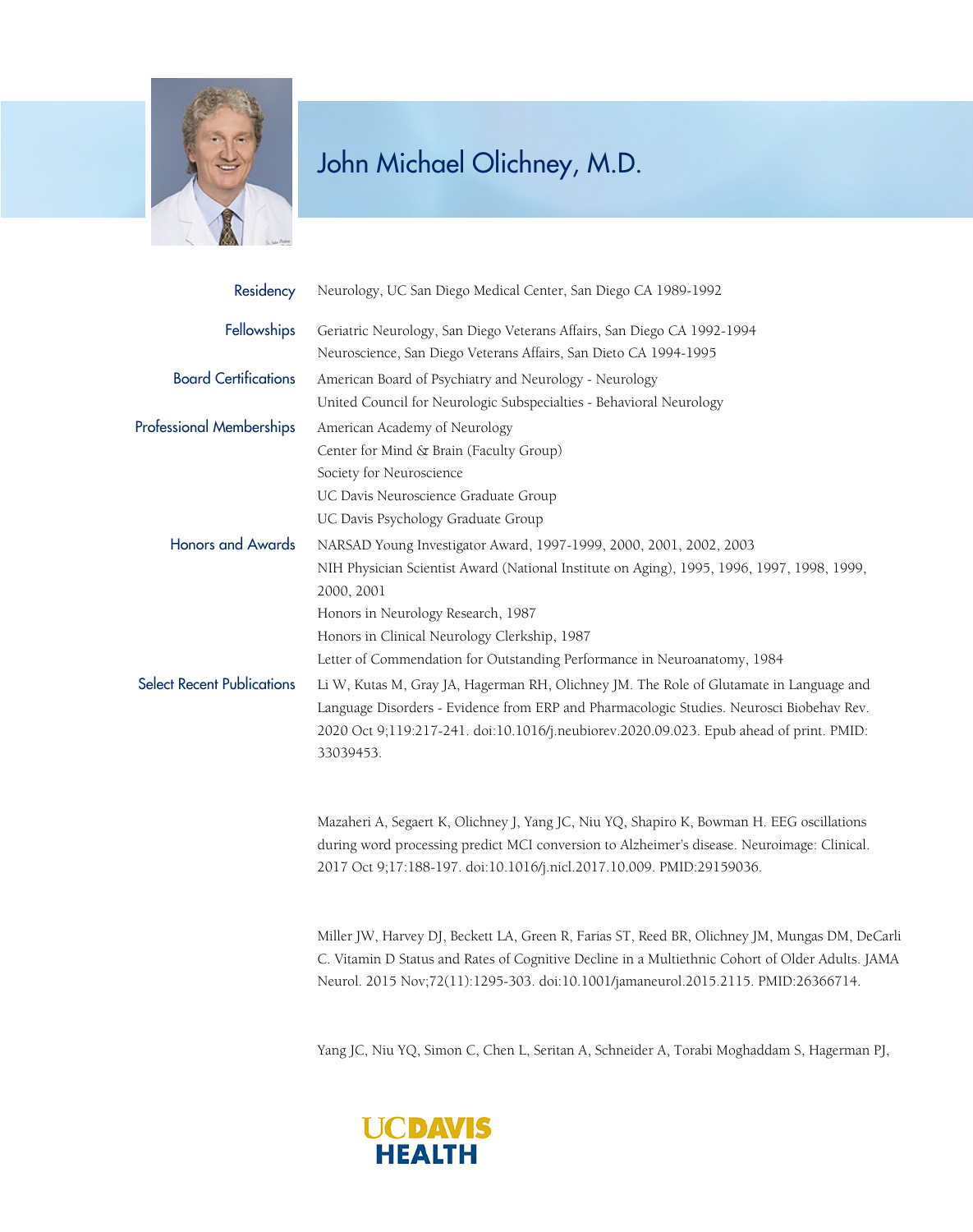# John Michael Olichney, M.D.

**Residency**
Neurology, UC San Diego Medical Center, San Diego CA 1989-1992

**Fellowships**
Geriatric Neurology, San Diego Veterans Affairs, San Diego CA 1992-1994
Neuroscience, San Diego Veterans Affairs, San Dieto CA 1994-1995

**Board Certifications**
American Board of Psychiatry and Neurology - Neurology
United Council for Neurologic Subspecialties - Behavioral Neurology

**Professional Memberships**
American Academy of Neurology
Center for Mind & Brain (Faculty Group)
Society for Neuroscience
UC Davis Neuroscience Graduate Group
UC Davis Psychology Graduate Group

**Honors and Awards**
NARSAD Young Investigator Award, 1997-1999, 2000, 2001, 2002, 2003
NIH Physician Scientist Award (National Institute on Aging), 1995, 1996, 1997, 1998, 1999, 2000, 2001
Honors in Neurology Research, 1987
Honors in Clinical Neurology Clerkship, 1987
Letter of Commendation for Outstanding Performance in Neuroanatomy, 1984

**Select Recent Publications**
Li W, Kutas M, Gray JA, Hagerman RH, Olichney JM. The Role of Glutamate in Language and Language Disorders - Evidence from ERP and Pharmacologic Studies. Neurosci Biobehav Rev. 2020 Oct 9;119:217-241. doi:10.1016/j.neubiorev.2020.09.023. Epub ahead of print. PMID: 33039453.

Mazaheri A, Segaert K, Olichney J, Yang JC, Niu YQ, Shapiro K, Bowman H. EEG oscillations during word processing predict MCI conversion to Alzheimer's disease. Neuroimage: Clinical. 2017 Oct 9;17:188-197. doi:10.1016/j.nicl.2017.10.009. PMID:29159036.

Miller JW, Harvey DJ, Beckett LA, Green R, Farias ST, Reed BR, Olichney JM, Mungas DM, DeCarli C. Vitamin D Status and Rates of Cognitive Decline in a Multiethnic Cohort of Older Adults. JAMA Neurol. 2015 Nov;72(11):1295-303. doi:10.1001/jamaneurol.2015.2115. PMID:26366714.

Yang JC, Niu YQ, Simon C, Chen L, Seritan A, Schneider A, Torabi Moghaddam S, Hagerman PJ,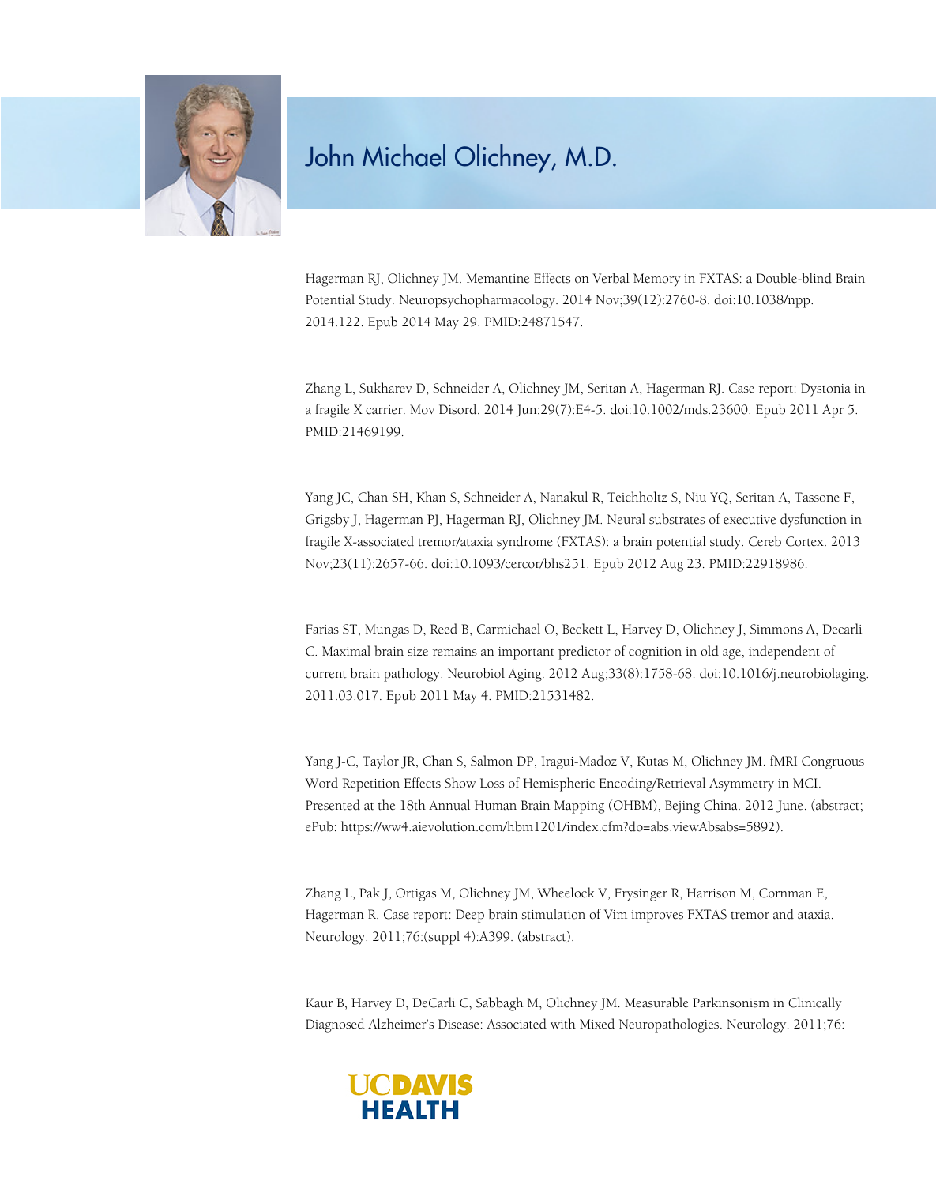# John Michael Olichney, M.D.

Hagerman RJ, Olichney JM. Memantine Effects on Verbal Memory in FXTAS: a Double-blind Brain Potential Study. Neuropsychopharmacology. 2014 Nov;39(12):2760-8. doi:10.1038/npp.2014.122. Epub 2014 May 29. PMID:24871547.

Zhang L, Sukharev D, Schneider A, Olichney JM, Seritan A, Hagerman RJ. Case report: Dystonia in a fragile X carrier. Mov Disord. 2014 Jun;29(7):E4-5. doi:10.1002/mds.23600. Epub 2011 Apr 5. PMID:21469199.

Yang JC, Chan SH, Khan S, Schneider A, Nanakul R, Teichholtz S, Niu YQ, Seritan A, Tassone F, Grigsby J, Hagerman PJ, Hagerman RJ, Olichney JM. Neural substrates of executive dysfunction in fragile X-associated tremor/ataxia syndrome (FXTAS): a brain potential study. Cereb Cortex. 2013 Nov;23(11):2657-66. doi:10.1093/cercor/bhs251. Epub 2012 Aug 23. PMID:22918986.

Farias ST, Mungas D, Reed B, Carmichael O, Beckett L, Harvey D, Olichney J, Simmons A, Decarli C. Maximal brain size remains an important predictor of cognition in old age, independent of current brain pathology. Neurobiol Aging. 2012 Aug;33(8):1758-68. doi:10.1016/j.neurobiolaging.2011.03.017. Epub 2011 May 4. PMID:21531482.

Yang J-C, Taylor JR, Chan S, Salmon DP, Iragui-Madoz V, Kutas M, Olichney JM. fMRI Congruous Word Repetition Effects Show Loss of Hemispheric Encoding/Retrieval Asymmetry in MCI. Presented at the 18th Annual Human Brain Mapping (OHBM), Bejing China. 2012 June. (abstract; ePub: https://ww4.aievolution.com/hbm1201/index.cfm?do=abs.viewAbsabs=5892).

Zhang L, Pak J, Ortigas M, Olichney JM, Wheelock V, Frysinger R, Harrison M, Cornman E, Hagerman R. Case report: Deep brain stimulation of Vim improves FXTAS tremor and ataxia. Neurology. 2011;76:(suppl 4):A399. (abstract).

Kaur B, Harvey D, DeCarli C, Sabbagh M, Olichney JM. Measurable Parkinsonism in Clinically Diagnosed Alzheimer's Disease: Associated with Mixed Neuropathologies. Neurology. 2011;76: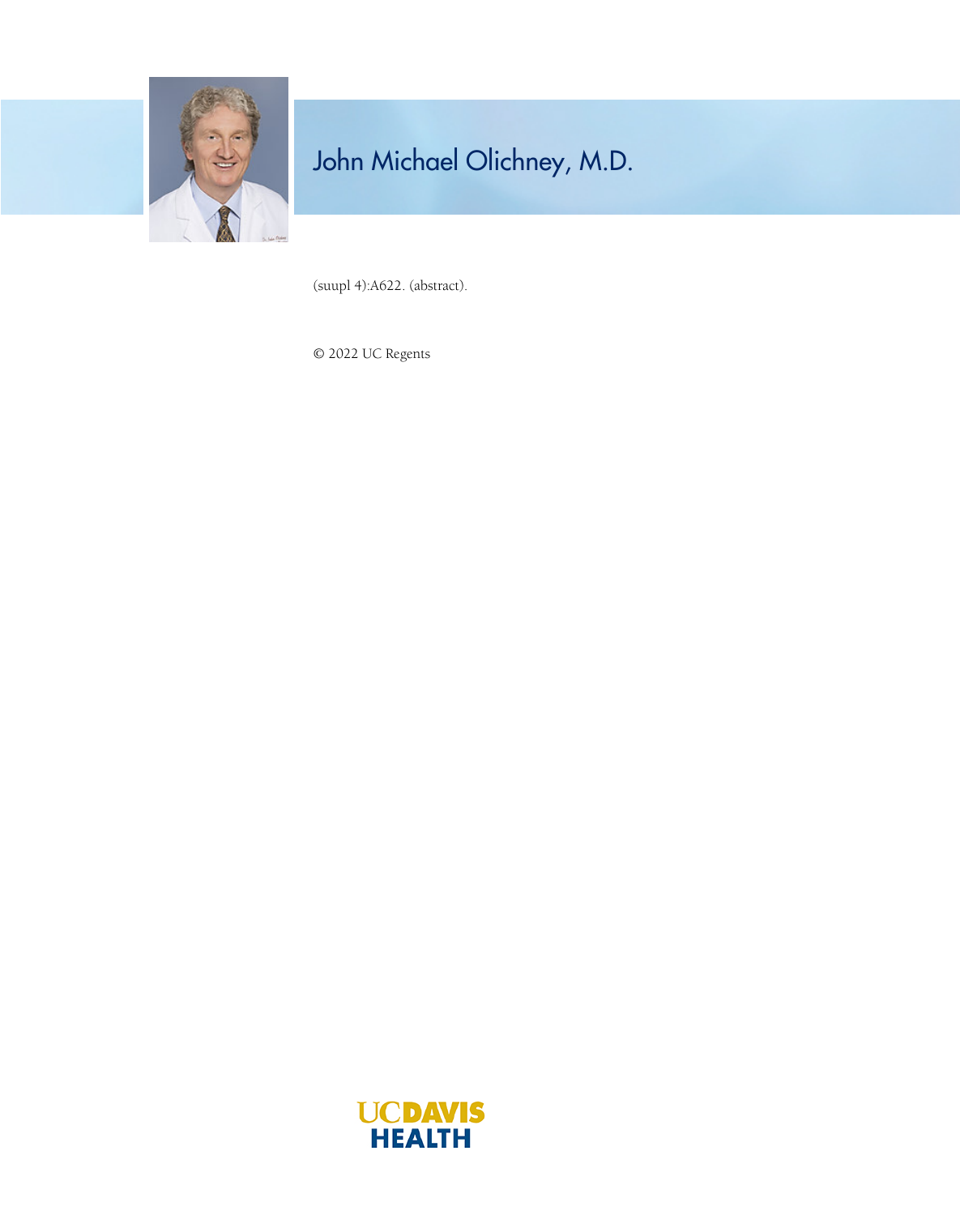(suupl 4):A622. (abstract).

© 2022 UC Regents